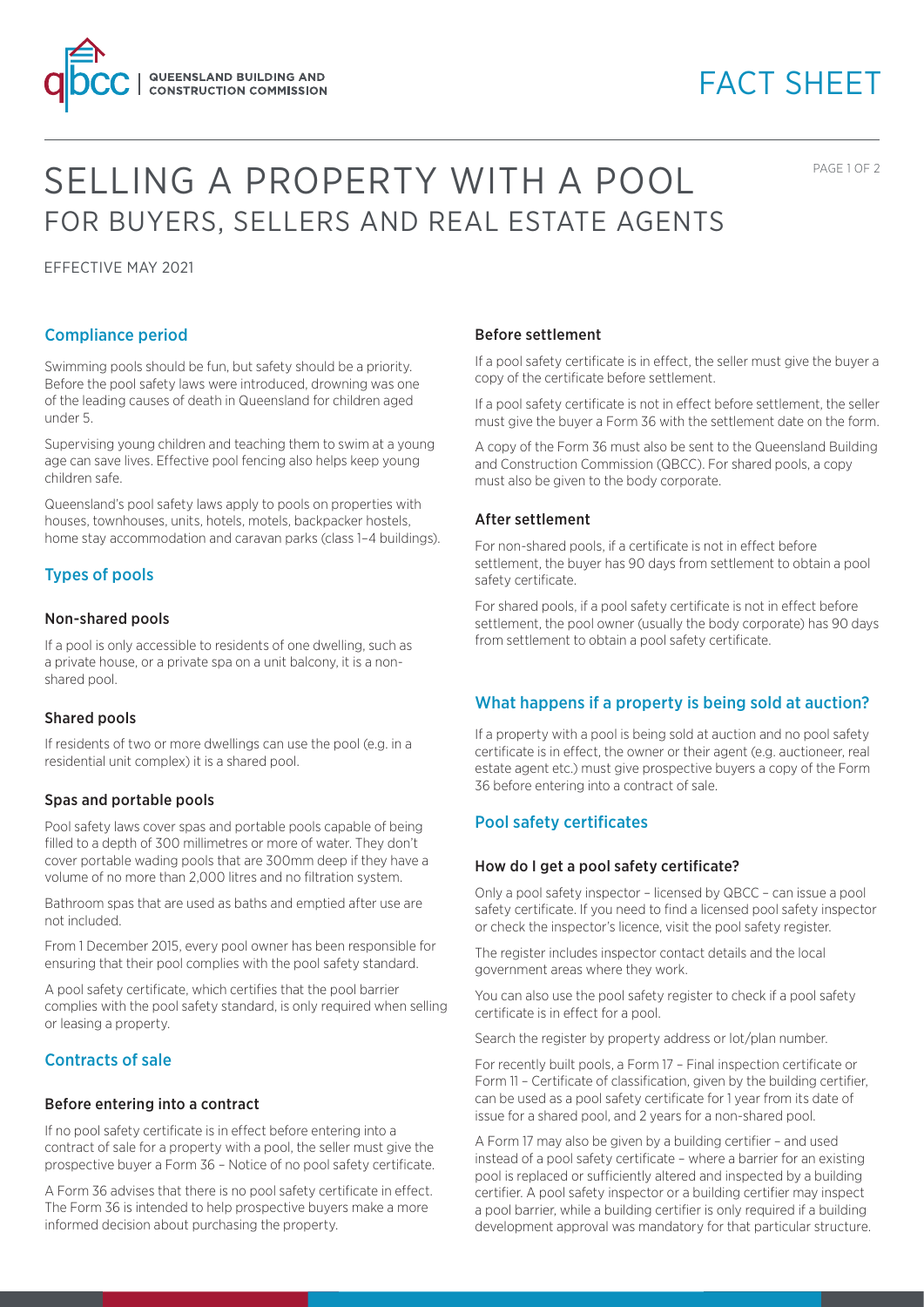# FACT SHEET

# SELLING A PROPERTY WITH A POOL

## FOR BUYERS, SELLERS AND REAL ESTATE AGENTS

EFFECTIVE MAY 2021

## Compliance period

Swimming pools should be fun, but safety should be a priority. Before the pool safety laws were introduced, drowning was one of the leading causes of death in Queensland for children aged under 5.

Supervising young children and teaching them to swim at a young age can save lives. Effective pool fencing also helps keep young children safe.

Queensland's pool safety laws apply to pools on properties with houses, townhouses, units, hotels, motels, backpacker hostels, home stay accommodation and caravan parks (class 1–4 buildings).

## Types of pools

### Non-shared pools

If a pool is only accessible to residents of one dwelling, such as a private house, or a private spa on a unit balcony, it is a non-shared pool.

### Shared pools

If residents of two or more dwellings can use the pool (e.g. in a residential unit complex) it is a shared pool.

### Spas and portable pools

Pool safety laws cover spas and portable pools capable of being filled to a depth of 300 millimetres or more of water. They don't cover portable wading pools that are 300mm deep if they have a volume of no more than 2,000 litres and no filtration system.

Bathroom spas that are used as baths and emptied after use are not included.

From 1 December 2015, every pool owner has been responsible for ensuring that their pool complies with the pool safety standard.

A pool safety certificate, which certifies that the pool barrier complies with the pool safety standard, is only required when selling or leasing a property.

## Contracts of sale

### Before entering into a contract

If no pool safety certificate is in effect before entering into a contract of sale for a property with a pool, the seller must give the prospective buyer a Form 36 – Notice of no pool safety certificate.

A Form 36 advises that there is no pool safety certificate in effect. The Form 36 is intended to help prospective buyers make a more informed decision about purchasing the property.

### Before settlement

If a pool safety certificate is in effect, the seller must give the buyer a copy of the certificate before settlement.

If a pool safety certificate is not in effect before settlement, the seller must give the buyer a Form 36 with the settlement date on the form.

A copy of the Form 36 must also be sent to the Queensland Building and Construction Commission (QBCC). For shared pools, a copy must also be given to the body corporate.

### After settlement

For non-shared pools, if a certificate is not in effect before settlement, the buyer has 90 days from settlement to obtain a pool safety certificate.

For shared pools, if a pool safety certificate is not in effect before settlement, the pool owner (usually the body corporate) has 90 days from settlement to obtain a pool safety certificate.

## What happens if a property is being sold at auction?

If a property with a pool is being sold at auction and no pool safety certificate is in effect, the owner or their agent (e.g. auctioneer, real estate agent etc.) must give prospective buyers a copy of the Form 36 before entering into a contract of sale.

## Pool safety certificates

### How do I get a pool safety certificate?

Only a pool safety inspector – licensed by QBCC – can issue a pool safety certificate. If you need to find a licensed pool safety inspector or check the inspector's licence, visit the pool safety register.

The register includes inspector contact details and the local government areas where they work.

You can also use the pool safety register to check if a pool safety certificate is in effect for a pool.

Search the register by property address or lot/plan number.

For recently built pools, a Form 17 – Final inspection certificate or Form 11 – Certificate of classification, given by the building certifier, can be used as a pool safety certificate for 1 year from its date of issue for a shared pool, and 2 years for a non-shared pool.

A Form 17 may also be given by a building certifier – and used instead of a pool safety certificate – where a barrier for an existing pool is replaced or sufficiently altered and inspected by a building certifier. A pool safety inspector or a building certifier may inspect a pool barrier, while a building certifier is only required if a building development approval was mandatory for that particular structure.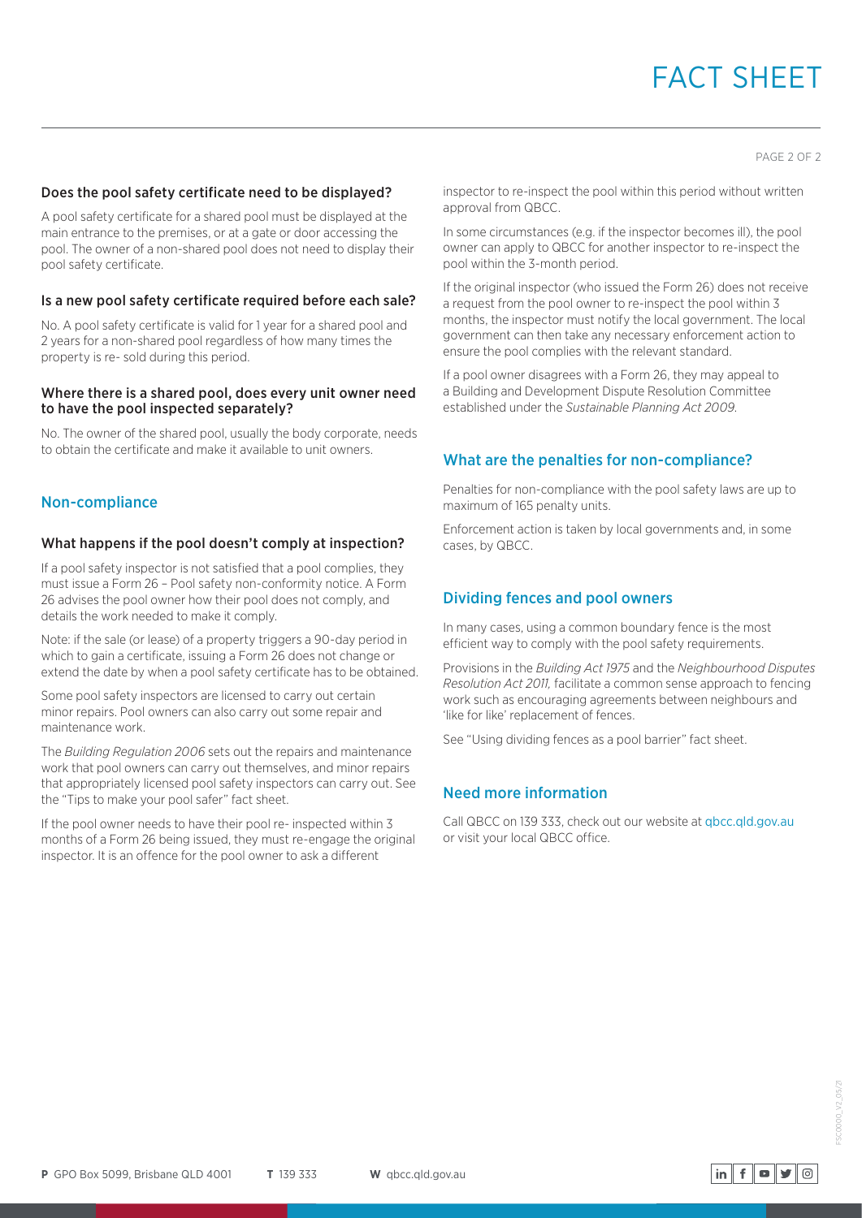### Does the pool safety certificate need to be displayed?

A pool safety certificate for a shared pool must be displayed at the main entrance to the premises, or at a gate or door accessing the pool. The owner of a non-shared pool does not need to display their pool safety certificate.

### Is a new pool safety certificate required before each sale?

No. A pool safety certificate is valid for 1 year for a shared pool and 2 years for a non-shared pool regardless of how many times the property is re- sold during this period.

### Where there is a shared pool, does every unit owner need to have the pool inspected separately?

No. The owner of the shared pool, usually the body corporate, needs to obtain the certificate and make it available to unit owners.

## Non-compliance

### What happens if the pool doesn't comply at inspection?

If a pool safety inspector is not satisfied that a pool complies, they must issue a Form 26 – Pool safety non-conformity notice. A Form 26 advises the pool owner how their pool does not comply, and details the work needed to make it comply.

Note: if the sale (or lease) of a property triggers a 90-day period in which to gain a certificate, issuing a Form 26 does not change or extend the date by when a pool safety certificate has to be obtained.

Some pool safety inspectors are licensed to carry out certain minor repairs. Pool owners can also carry out some repair and maintenance work.

The *Building Regulation 2006* sets out the repairs and maintenance work that pool owners can carry out themselves, and minor repairs that appropriately licensed pool safety inspectors can carry out. See the "Tips to make your pool safer" fact sheet.

If the pool owner needs to have their pool re- inspected within 3 months of a Form 26 being issued, they must re-engage the original inspector. It is an offence for the pool owner to ask a different inspector to re-inspect the pool within this period without written approval from QBCC.

In some circumstances (e.g. if the inspector becomes ill), the pool owner can apply to QBCC for another inspector to re-inspect the pool within the 3-month period.

If the original inspector (who issued the Form 26) does not receive a request from the pool owner to re-inspect the pool within 3 months, the inspector must notify the local government. The local government can then take any necessary enforcement action to ensure the pool complies with the relevant standard.

If a pool owner disagrees with a Form 26, they may appeal to a Building and Development Dispute Resolution Committee established under the *Sustainable Planning Act 2009*.

## What are the penalties for non-compliance?

Penalties for non-compliance with the pool safety laws are up to maximum of 165 penalty units.

Enforcement action is taken by local governments and, in some cases, by QBCC.

## Dividing fences and pool owners

In many cases, using a common boundary fence is the most efficient way to comply with the pool safety requirements.

Provisions in the *Building Act 1975* and the *Neighbourhood Disputes Resolution Act 2011,* facilitate a common sense approach to fencing work such as encouraging agreements between neighbours and 'like for like' replacement of fences.

See "Using dividing fences as a pool barrier" fact sheet.

## Need more information

Call QBCC on 139 333, check out our website at qbcc.qld.gov.au or visit your local QBCC office.